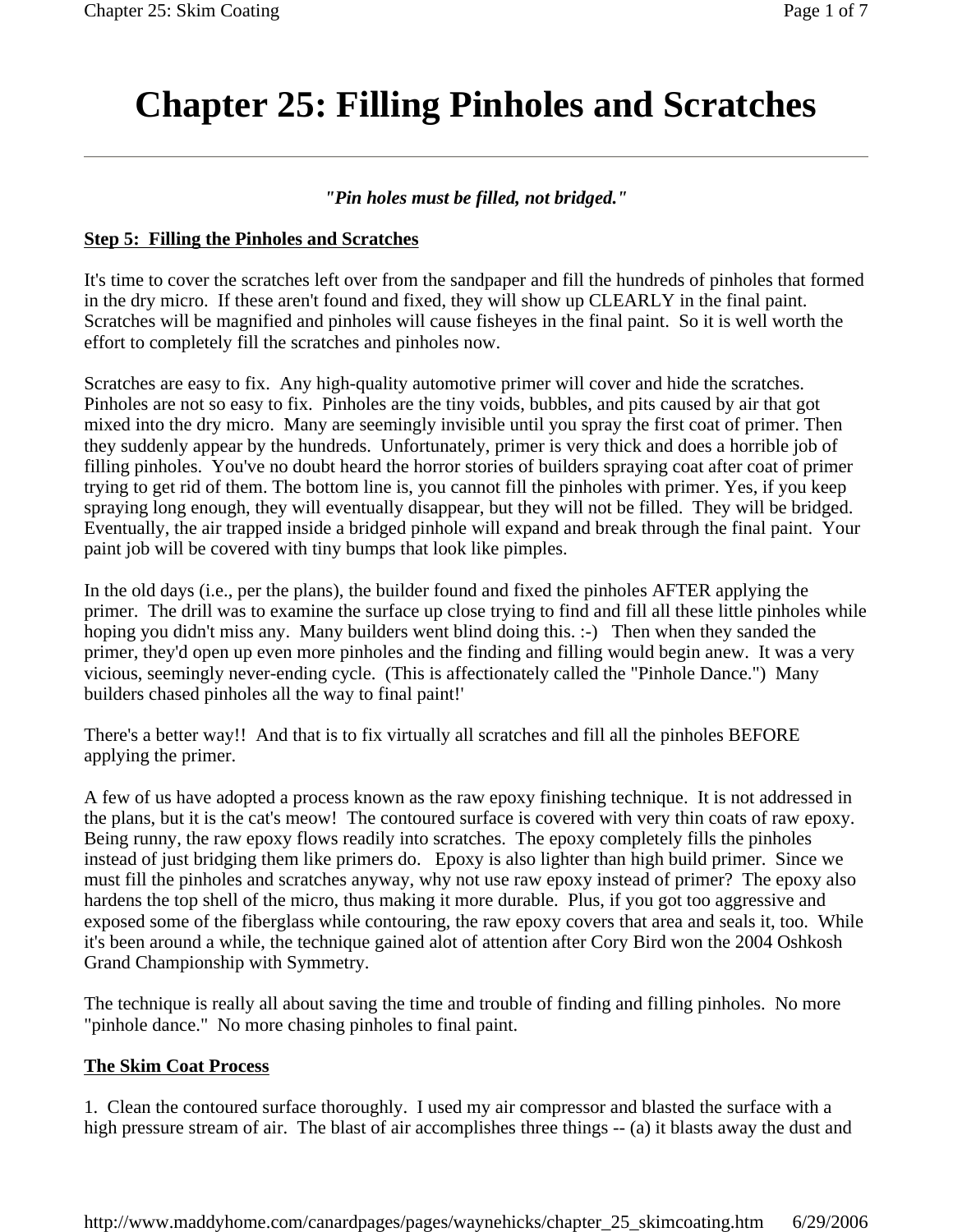# Chapter 25: Filling Pinholes and Scratches

***"Pin holes must be filled, not bridged."***

**Step 5: Filling the Pinholes and Scratches**

It's time to cover the scratches left over from the sandpaper and fill the hundreds of pinholes that formed in the dry micro. If these aren't found and fixed, they will show up CLEARLY in the final paint. Scratches will be magnified and pinholes will cause fisheyes in the final paint. So it is well worth the effort to completely fill the scratches and pinholes now.

Scratches are easy to fix. Any high-quality automotive primer will cover and hide the scratches. Pinholes are not so easy to fix. Pinholes are the tiny voids, bubbles, and pits caused by air that got mixed into the dry micro. Many are seemingly invisible until you spray the first coat of primer. Then they suddenly appear by the hundreds. Unfortunately, primer is very thick and does a horrible job of filling pinholes. You've no doubt heard the horror stories of builders spraying coat after coat of primer trying to get rid of them. The bottom line is, you cannot fill the pinholes with primer. Yes, if you keep spraying long enough, they will eventually disappear, but they will not be filled. They will be bridged. Eventually, the air trapped inside a bridged pinhole will expand and break through the final paint. Your paint job will be covered with tiny bumps that look like pimples.

In the old days (i.e., per the plans), the builder found and fixed the pinholes AFTER applying the primer. The drill was to examine the surface up close trying to find and fill all these little pinholes while hoping you didn't miss any. Many builders went blind doing this. :-) Then when they sanded the primer, they'd open up even more pinholes and the finding and filling would begin anew. It was a very vicious, seemingly never-ending cycle. (This is affectionately called the "Pinhole Dance.") Many builders chased pinholes all the way to final paint!'

There's a better way!! And that is to fix virtually all scratches and fill all the pinholes BEFORE applying the primer.

A few of us have adopted a process known as the raw epoxy finishing technique. It is not addressed in the plans, but it is the cat's meow! The contoured surface is covered with very thin coats of raw epoxy. Being runny, the raw epoxy flows readily into scratches. The epoxy completely fills the pinholes instead of just bridging them like primers do. Epoxy is also lighter than high build primer. Since we must fill the pinholes and scratches anyway, why not use raw epoxy instead of primer? The epoxy also hardens the top shell of the micro, thus making it more durable. Plus, if you got too aggressive and exposed some of the fiberglass while contouring, the raw epoxy covers that area and seals it, too. While it's been around a while, the technique gained alot of attention after Cory Bird won the 2004 Oshkosh Grand Championship with Symmetry.

The technique is really all about saving the time and trouble of finding and filling pinholes. No more "pinhole dance." No more chasing pinholes to final paint.

**The Skim Coat Process**

1. Clean the contoured surface thoroughly. I used my air compressor and blasted the surface with a high pressure stream of air. The blast of air accomplishes three things -- (a) it blasts away the dust and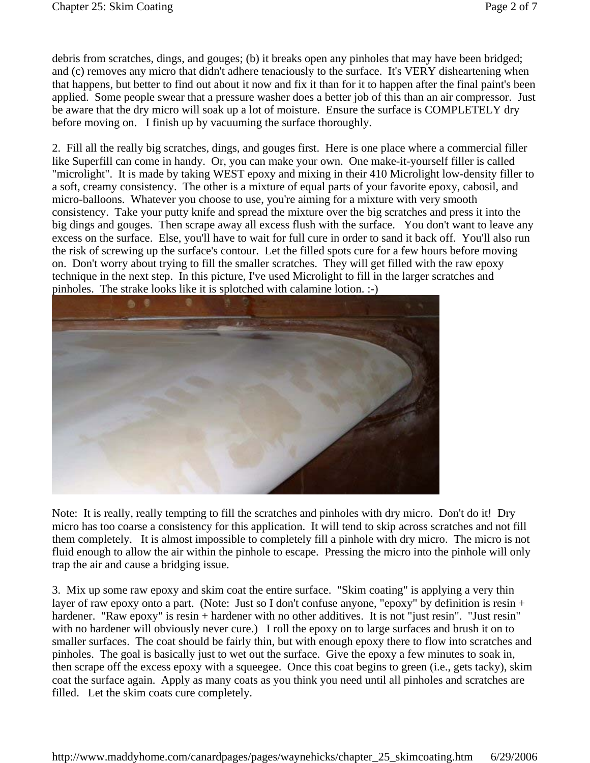debris from scratches, dings, and gouges; (b) it breaks open any pinholes that may have been bridged; and (c) removes any micro that didn't adhere tenaciously to the surface. It's VERY disheartening when that happens, but better to find out about it now and fix it than for it to happen after the final paint's been applied. Some people swear that a pressure washer does a better job of this than an air compressor. Just be aware that the dry micro will soak up a lot of moisture. Ensure the surface is COMPLETELY dry before moving on. I finish up by vacuuming the surface thoroughly.

2. Fill all the really big scratches, dings, and gouges first. Here is one place where a commercial filler like Superfill can come in handy. Or, you can make your own. One make-it-yourself filler is called "microlight". It is made by taking WEST epoxy and mixing in their 410 Microlight low-density filler to a soft, creamy consistency. The other is a mixture of equal parts of your favorite epoxy, cabosil, and micro-balloons. Whatever you choose to use, you're aiming for a mixture with very smooth consistency. Take your putty knife and spread the mixture over the big scratches and press it into the big dings and gouges. Then scrape away all excess flush with the surface. You don't want to leave any excess on the surface. Else, you'll have to wait for full cure in order to sand it back off. You'll also run the risk of screwing up the surface's contour. Let the filled spots cure for a few hours before moving on. Don't worry about trying to fill the smaller scratches. They will get filled with the raw epoxy technique in the next step. In this picture, I've used Microlight to fill in the larger scratches and pinholes. The strake looks like it is splotched with calamine lotion. :-)

Note: It is really, really tempting to fill the scratches and pinholes with dry micro. Don't do it! Dry micro has too coarse a consistency for this application. It will tend to skip across scratches and not fill them completely. It is almost impossible to completely fill a pinhole with dry micro. The micro is not fluid enough to allow the air within the pinhole to escape. Pressing the micro into the pinhole will only trap the air and cause a bridging issue.

3. Mix up some raw epoxy and skim coat the entire surface. "Skim coating" is applying a very thin layer of raw epoxy onto a part. (Note: Just so I don't confuse anyone, "epoxy" by definition is resin + hardener. "Raw epoxy" is resin + hardener with no other additives. It is not "just resin". "Just resin" with no hardener will obviously never cure.) I roll the epoxy on to large surfaces and brush it on to smaller surfaces. The coat should be fairly thin, but with enough epoxy there to flow into scratches and pinholes. The goal is basically just to wet out the surface. Give the epoxy a few minutes to soak in, then scrape off the excess epoxy with a squeegee. Once this coat begins to green (i.e., gets tacky), skim coat the surface again. Apply as many coats as you think you need until all pinholes and scratches are filled. Let the skim coats cure completely.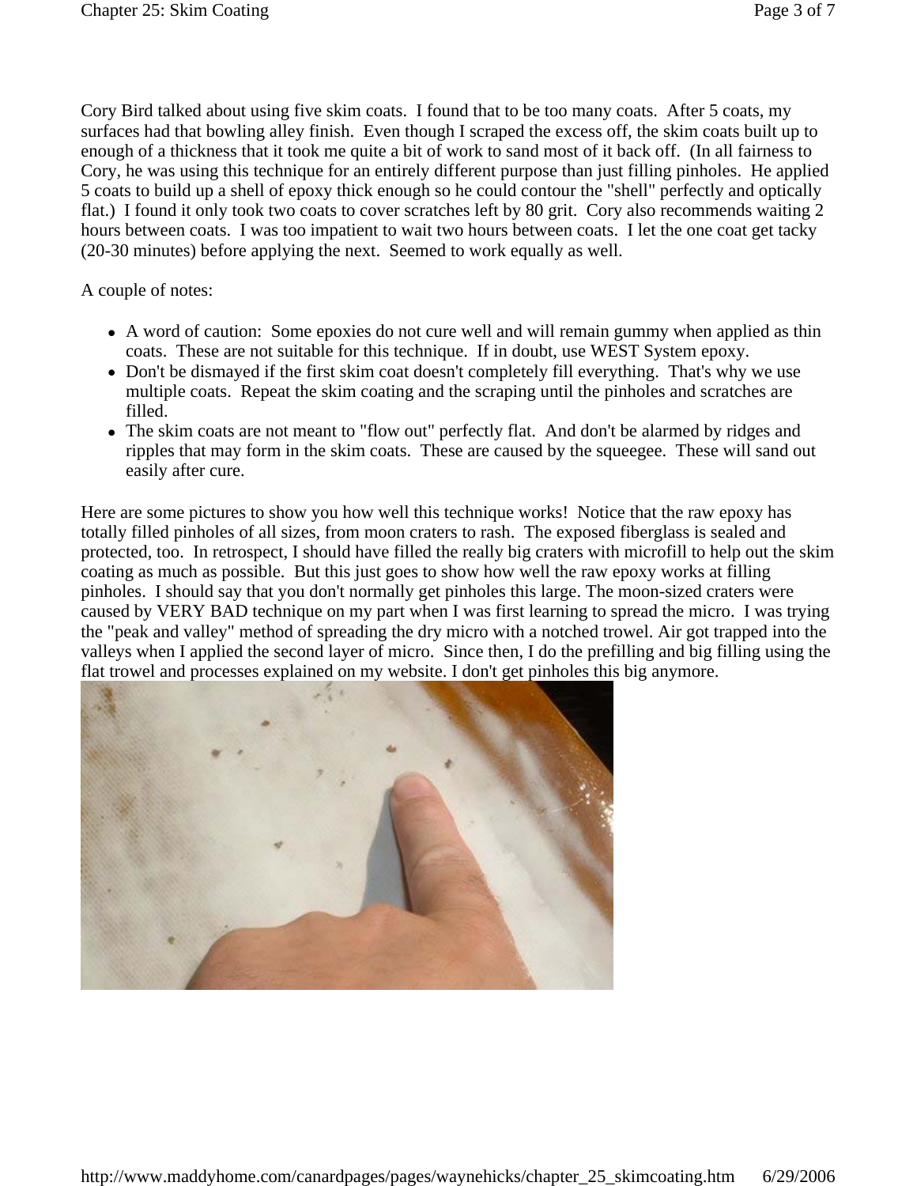Cory Bird talked about using five skim coats. I found that to be too many coats. After 5 coats, my surfaces had that bowling alley finish. Even though I scraped the excess off, the skim coats built up to enough of a thickness that it took me quite a bit of work to sand most of it back off. (In all fairness to Cory, he was using this technique for an entirely different purpose than just filling pinholes. He applied 5 coats to build up a shell of epoxy thick enough so he could contour the "shell" perfectly and optically flat.) I found it only took two coats to cover scratches left by 80 grit. Cory also recommends waiting 2 hours between coats. I was too impatient to wait two hours between coats. I let the one coat get tacky (20-30 minutes) before applying the next. Seemed to work equally as well.

A couple of notes:

- A word of caution: Some epoxies do not cure well and will remain gummy when applied as thin coats. These are not suitable for this technique. If in doubt, use WEST System epoxy.
- Don't be dismayed if the first skim coat doesn't completely fill everything. That's why we use multiple coats. Repeat the skim coating and the scraping until the pinholes and scratches are filled.
- The skim coats are not meant to "flow out" perfectly flat. And don't be alarmed by ridges and ripples that may form in the skim coats. These are caused by the squeegee. These will sand out easily after cure.

Here are some pictures to show you how well this technique works! Notice that the raw epoxy has totally filled pinholes of all sizes, from moon craters to rash. The exposed fiberglass is sealed and protected, too. In retrospect, I should have filled the really big craters with microfill to help out the skim coating as much as possible. But this just goes to show how well the raw epoxy works at filling pinholes. I should say that you don't normally get pinholes this large. The moon-sized craters were caused by VERY BAD technique on my part when I was first learning to spread the micro. I was trying the "peak and valley" method of spreading the dry micro with a notched trowel. Air got trapped into the valleys when I applied the second layer of micro. Since then, I do the prefilling and big filling using the flat trowel and processes explained on my website. I don't get pinholes this big anymore.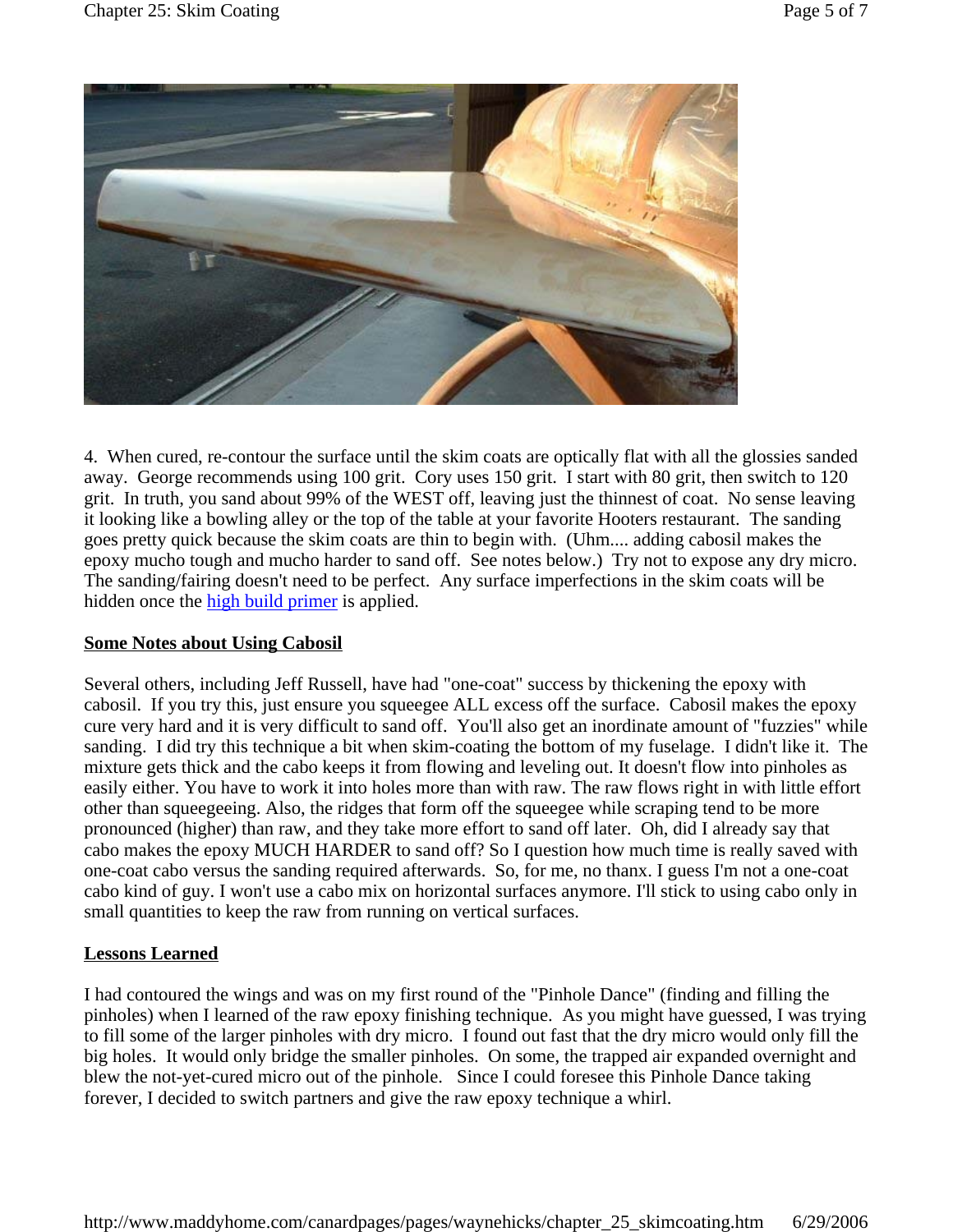4. When cured, re-contour the surface until the skim coats are optically flat with all the glossies sanded away. George recommends using 100 grit. Cory uses 150 grit. I start with 80 grit, then switch to 120 grit. In truth, you sand about 99% of the WEST off, leaving just the thinnest of coat. No sense leaving it looking like a bowling alley or the top of the table at your favorite Hooters restaurant. The sanding goes pretty quick because the skim coats are thin to begin with. (Uhm.... adding cabosil makes the epoxy mucho tough and mucho harder to sand off. See notes below.) Try not to expose any dry micro. The sanding/fairing doesn't need to be perfect. Any surface imperfections in the skim coats will be hidden once the high build primer is applied.

## Some Notes about Using Cabosil

Several others, including Jeff Russell, have had "one-coat" success by thickening the epoxy with cabosil. If you try this, just ensure you squeegee ALL excess off the surface. Cabosil makes the epoxy cure very hard and it is very difficult to sand off. You'll also get an inordinate amount of "fuzzies" while sanding. I did try this technique a bit when skim-coating the bottom of my fuselage. I didn't like it. The mixture gets thick and the cabo keeps it from flowing and leveling out. It doesn't flow into pinholes as easily either. You have to work it into holes more than with raw. The raw flows right in with little effort other than squeegeeing. Also, the ridges that form off the squeegee while scraping tend to be more pronounced (higher) than raw, and they take more effort to sand off later. Oh, did I already say that cabo makes the epoxy MUCH HARDER to sand off? So I question how much time is really saved with one-coat cabo versus the sanding required afterwards. So, for me, no thanx. I guess I'm not a one-coat cabo kind of guy. I won't use a cabo mix on horizontal surfaces anymore. I'll stick to using cabo only in small quantities to keep the raw from running on vertical surfaces.

## Lessons Learned

I had contoured the wings and was on my first round of the "Pinhole Dance" (finding and filling the pinholes) when I learned of the raw epoxy finishing technique. As you might have guessed, I was trying to fill some of the larger pinholes with dry micro. I found out fast that the dry micro would only fill the big holes. It would only bridge the smaller pinholes. On some, the trapped air expanded overnight and blew the not-yet-cured micro out of the pinhole. Since I could foresee this Pinhole Dance taking forever, I decided to switch partners and give the raw epoxy technique a whirl.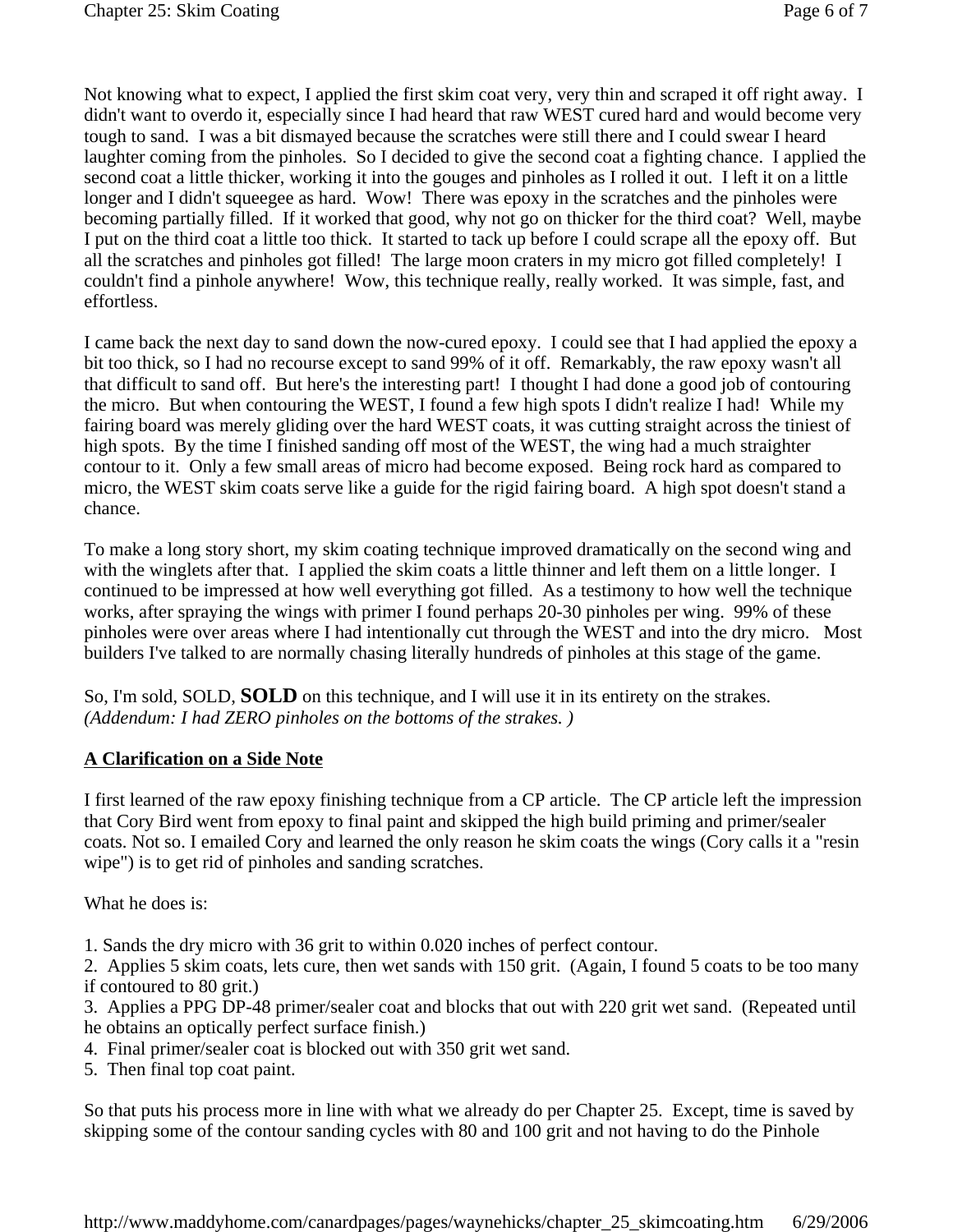Not knowing what to expect, I applied the first skim coat very, very thin and scraped it off right away. I didn't want to overdo it, especially since I had heard that raw WEST cured hard and would become very tough to sand. I was a bit dismayed because the scratches were still there and I could swear I heard laughter coming from the pinholes. So I decided to give the second coat a fighting chance. I applied the second coat a little thicker, working it into the gouges and pinholes as I rolled it out. I left it on a little longer and I didn't squeegee as hard. Wow! There was epoxy in the scratches and the pinholes were becoming partially filled. If it worked that good, why not go on thicker for the third coat? Well, maybe I put on the third coat a little too thick. It started to tack up before I could scrape all the epoxy off. But all the scratches and pinholes got filled! The large moon craters in my micro got filled completely! I couldn't find a pinhole anywhere! Wow, this technique really, really worked. It was simple, fast, and effortless.

I came back the next day to sand down the now-cured epoxy. I could see that I had applied the epoxy a bit too thick, so I had no recourse except to sand 99% of it off. Remarkably, the raw epoxy wasn't all that difficult to sand off. But here's the interesting part! I thought I had done a good job of contouring the micro. But when contouring the WEST, I found a few high spots I didn't realize I had! While my fairing board was merely gliding over the hard WEST coats, it was cutting straight across the tiniest of high spots. By the time I finished sanding off most of the WEST, the wing had a much straighter contour to it. Only a few small areas of micro had become exposed. Being rock hard as compared to micro, the WEST skim coats serve like a guide for the rigid fairing board. A high spot doesn't stand a chance.

To make a long story short, my skim coating technique improved dramatically on the second wing and with the winglets after that. I applied the skim coats a little thinner and left them on a little longer. I continued to be impressed at how well everything got filled. As a testimony to how well the technique works, after spraying the wings with primer I found perhaps 20-30 pinholes per wing. 99% of these pinholes were over areas where I had intentionally cut through the WEST and into the dry micro. Most builders I've talked to are normally chasing literally hundreds of pinholes at this stage of the game.

So, I'm sold, SOLD, **SOLD** on this technique, and I will use it in its entirety on the strakes. *(Addendum: I had ZERO pinholes on the bottoms of the strakes. )*

**A Clarification on a Side Note**

I first learned of the raw epoxy finishing technique from a CP article. The CP article left the impression that Cory Bird went from epoxy to final paint and skipped the high build priming and primer/sealer coats. Not so. I emailed Cory and learned the only reason he skim coats the wings (Cory calls it a "resin wipe") is to get rid of pinholes and sanding scratches.

What he does is:

1. Sands the dry micro with 36 grit to within 0.020 inches of perfect contour.
2. Applies 5 skim coats, lets cure, then wet sands with 150 grit. (Again, I found 5 coats to be too many if contoured to 80 grit.)
3. Applies a PPG DP-48 primer/sealer coat and blocks that out with 220 grit wet sand. (Repeated until he obtains an optically perfect surface finish.)
4. Final primer/sealer coat is blocked out with 350 grit wet sand.
5. Then final top coat paint.

So that puts his process more in line with what we already do per Chapter 25. Except, time is saved by skipping some of the contour sanding cycles with 80 and 100 grit and not having to do the Pinhole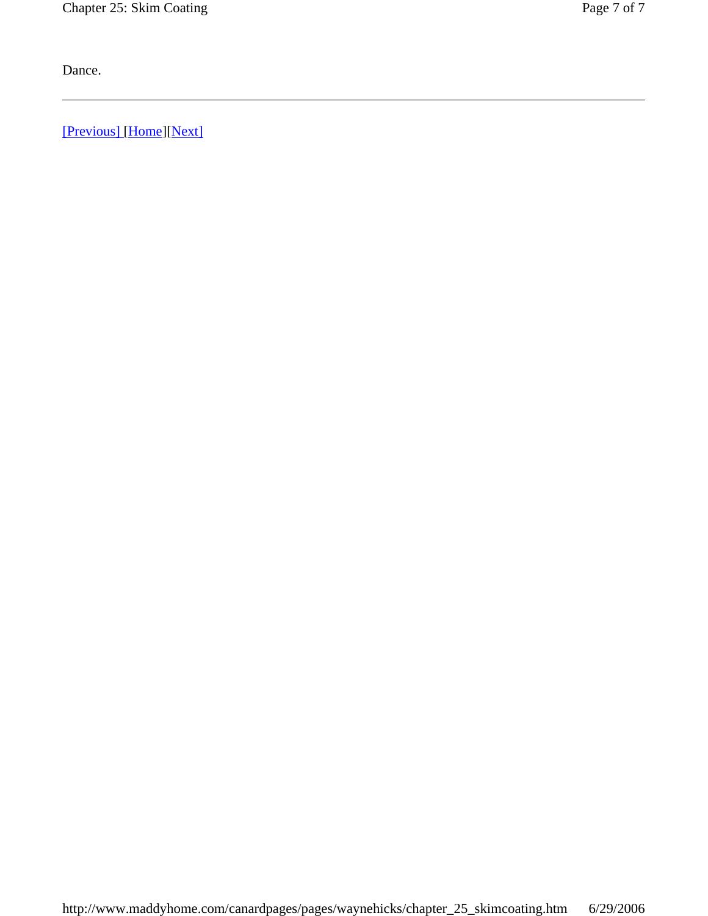Dance.

---

[Previous] [Home][Next]